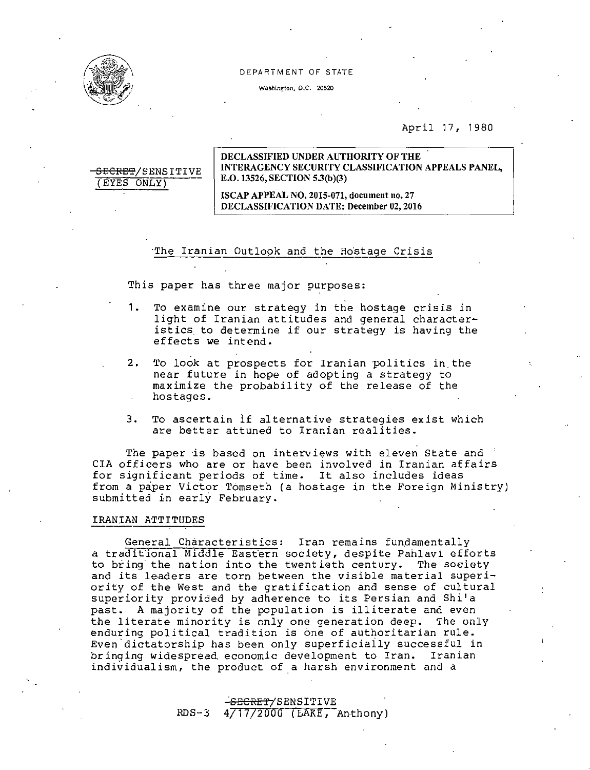DEPARTMENT OF STATE

Washington, D.C. 20520

April 17, 1980

~~SECRET~~/SENSITIVE
(EYES ONLY)

DECLASSIFIED UNDER AUTHORITY OF THE INTERAGENCY SECURITY CLASSIFICATION APPEALS PANEL, E.O. 13526, SECTION 5.3(b)(3)

ISCAP APPEAL NO. 2015-071, document no. 27
DECLASSIFICATION DATE: December 02, 2016

## The Iranian Outlook and the Hostage Crisis

This paper has three major purposes:

1. To examine our strategy in the hostage crisis in light of Iranian attitudes and general characteristics to determine if our strategy is having the effects we intend.

2. To look at prospects for Iranian politics in the near future in hope of adopting a strategy to maximize the probability of the release of the hostages.

3. To ascertain if alternative strategies exist which are better attuned to Iranian realities.

The paper is based on interviews with eleven State and CIA officers who are or have been involved in Iranian affairs for significant periods of time. It also includes ideas from a paper Victor Tomseth (a hostage in the Foreign Ministry) submitted in early February.

### IRANIAN ATTITUDES

General Characteristics: Iran remains fundamentally a traditional Middle Eastern society, despite Pahlavi efforts to bring the nation into the twentieth century. The society and its leaders are torn between the visible material superiority of the West and the gratification and sense of cultural superiority provided by adherence to its Persian and Shi'a past. A majority of the population is illiterate and even the literate minority is only one generation deep. The only enduring political tradition is one of authoritarian rule. Even dictatorship has been only superficially successful in bringing widespread economic development to Iran. Iranian individualism, the product of a harsh environment and a

~~SECRET~~/SENSITIVE
RDS-3 4/17/2000 (LAKE, Anthony)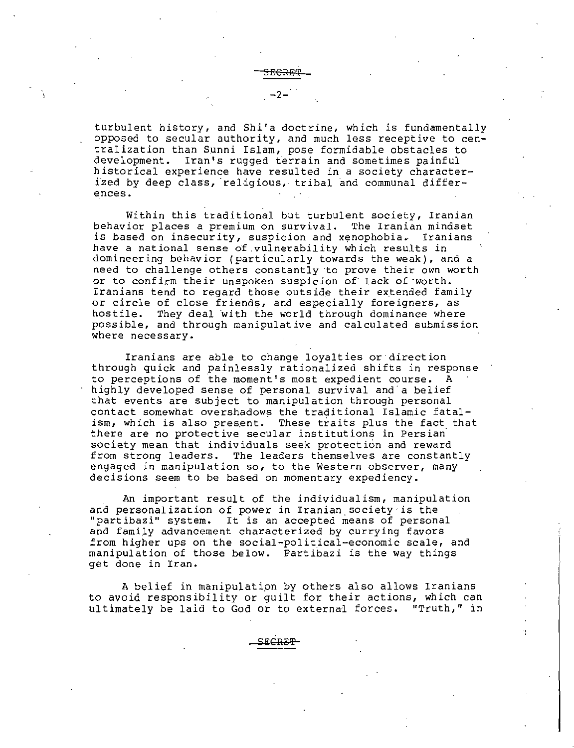turbulent history, and Shi'a doctrine, which is fundamentally opposed to secular authority, and much less receptive to centralization than Sunni Islam, pose formidable obstacles to development. Iran's rugged terrain and sometimes painful historical experience have resulted in a society characterized by deep class, religious, tribal and communal differences.

Within this traditional but turbulent society, Iranian behavior places a premium on survival. The Iranian mindset is based on insecurity, suspicion and xenophobia. Iranians have a national sense of vulnerability which results in domineering behavior (particularly towards the weak), and a need to challenge others constantly to prove their own worth or to confirm their unspoken suspicion of lack of worth. Iranians tend to regard those outside their extended family or circle of close friends, and especially foreigners, as hostile. They deal with the world through dominance where possible, and through manipulative and calculated submission where necessary.

Iranians are able to change loyalties or direction through quick and painlessly rationalized shifts in response to perceptions of the moment's most expedient course. A highly developed sense of personal survival and a belief that events are subject to manipulation through personal contact somewhat overshadows the traditional Islamic fatalism, which is also present. These traits plus the fact that there are no protective secular institutions in Persian society mean that individuals seek protection and reward from strong leaders. The leaders themselves are constantly engaged in manipulation so, to the Western observer, many decisions seem to be based on momentary expediency.

An important result of the individualism, manipulation and personalization of power in Iranian society is the "partibazi" system. It is an accepted means of personal and family advancement characterized by currying favors from higher ups on the social-political-economic scale, and manipulation of those below. Partibazi is the way things get done in Iran.

A belief in manipulation by others also allows Iranians to avoid responsibility or guilt for their actions, which can ultimately be laid to God or to external forces. "Truth," in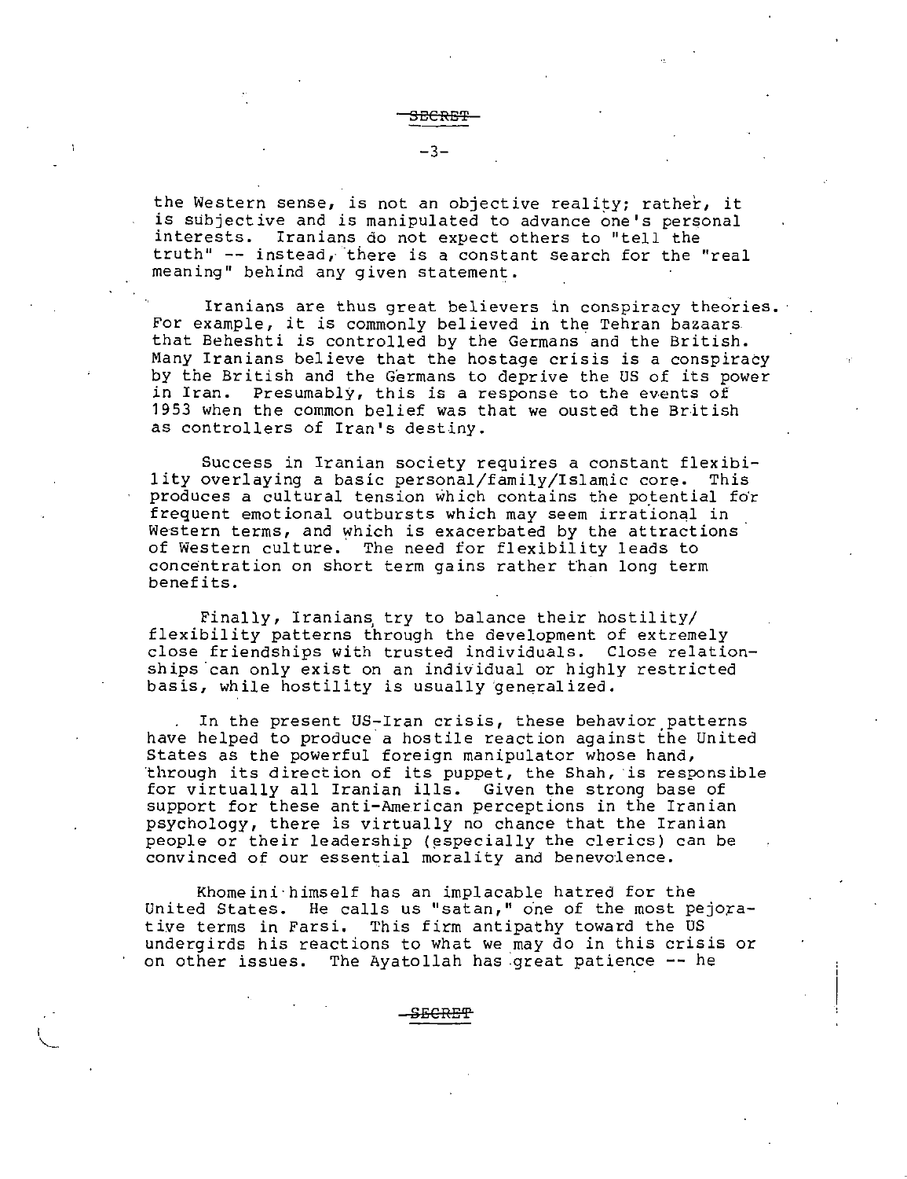the Western sense, is not an objective reality; rather, it is subjective and is manipulated to advance one's personal interests. Iranians do not expect others to "tell the truth" -- instead, there is a constant search for the "real meaning" behind any given statement.

Iranians are thus great believers in conspiracy theories. For example, it is commonly believed in the Tehran bazaars that Beheshti is controlled by the Germans and the British. Many Iranians believe that the hostage crisis is a conspiracy by the British and the Germans to deprive the US of its power in Iran. Presumably, this is a response to the events of 1953 when the common belief was that we ousted the British as controllers of Iran's destiny.

Success in Iranian society requires a constant flexibility overlaying a basic personal/family/Islamic core. This produces a cultural tension which contains the potential for frequent emotional outbursts which may seem irrational in Western terms, and which is exacerbated by the attractions of Western culture. The need for flexibility leads to concentration on short term gains rather than long term benefits.

Finally, Iranians try to balance their hostility/flexibility patterns through the development of extremely close friendships with trusted individuals. Close relationships can only exist on an individual or highly restricted basis, while hostility is usually generalized.

In the present US-Iran crisis, these behavior patterns have helped to produce a hostile reaction against the United States as the powerful foreign manipulator whose hand, through its direction of its puppet, the Shah, is responsible for virtually all Iranian ills. Given the strong base of support for these anti-American perceptions in the Iranian psychology, there is virtually no chance that the Iranian people or their leadership (especially the clerics) can be convinced of our essential morality and benevolence.

Khomeini himself has an implacable hatred for the United States. He calls us "satan," one of the most pejorative terms in Farsi. This firm antipathy toward the US undergirds his reactions to what we may do in this crisis or on other issues. The Ayatollah has great patience -- he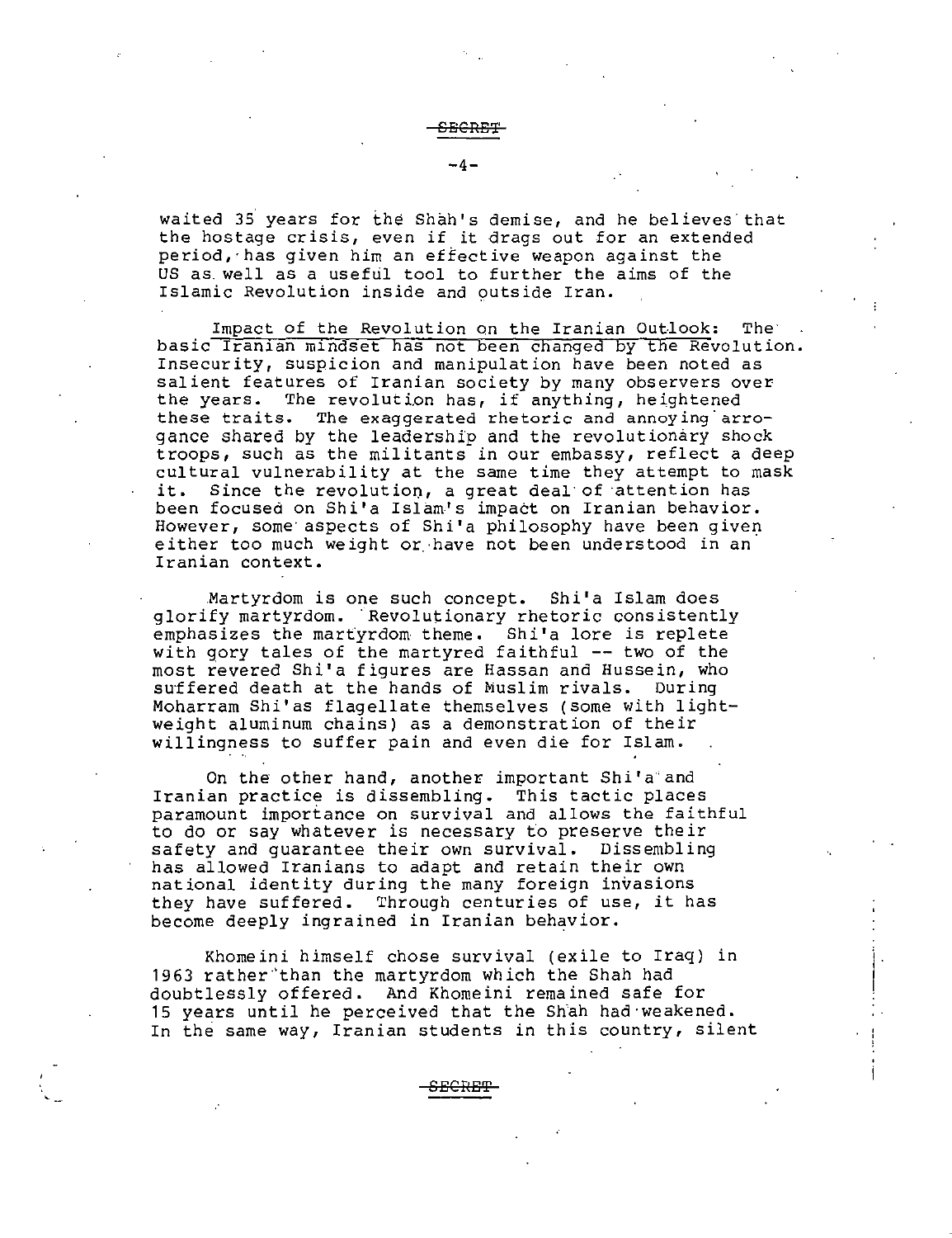waited 35 years for the Shah's demise, and he believes that the hostage crisis, even if it drags out for an extended period, has given him an effective weapon against the US as well as a useful tool to further the aims of the Islamic Revolution inside and outside Iran.

Impact of the Revolution on the Iranian Outlook: The basic Iranian mindset has not been changed by the Revolution. Insecurity, suspicion and manipulation have been noted as salient features of Iranian society by many observers over the years. The revolution has, if anything, heightened these traits. The exaggerated rhetoric and annoying arrogance shared by the leadership and the revolutionary shock troops, such as the militants in our embassy, reflect a deep cultural vulnerability at the same time they attempt to mask it. Since the revolution, a great deal of attention has been focused on Shi'a Islam's impact on Iranian behavior. However, some aspects of Shi'a philosophy have been given either too much weight or have not been understood in an Iranian context.

Martyrdom is one such concept. Shi'a Islam does glorify martyrdom. Revolutionary rhetoric consistently emphasizes the martyrdom theme. Shi'a lore is replete with gory tales of the martyred faithful -- two of the most revered Shi'a figures are Hassan and Hussein, who suffered death at the hands of Muslim rivals. During Moharram Shi'as flagellate themselves (some with lightweight aluminum chains) as a demonstration of their willingness to suffer pain and even die for Islam.

On the other hand, another important Shi'a and Iranian practice is dissembling. This tactic places paramount importance on survival and allows the faithful to do or say whatever is necessary to preserve their safety and guarantee their own survival. Dissembling has allowed Iranians to adapt and retain their own national identity during the many foreign invasions they have suffered. Through centuries of use, it has become deeply ingrained in Iranian behavior.

Khomeini himself chose survival (exile to Iraq) in 1963 rather than the martyrdom which the Shah had doubtlessly offered. And Khomeini remained safe for 15 years until he perceived that the Shah had weakened. In the same way, Iranian students in this country, silent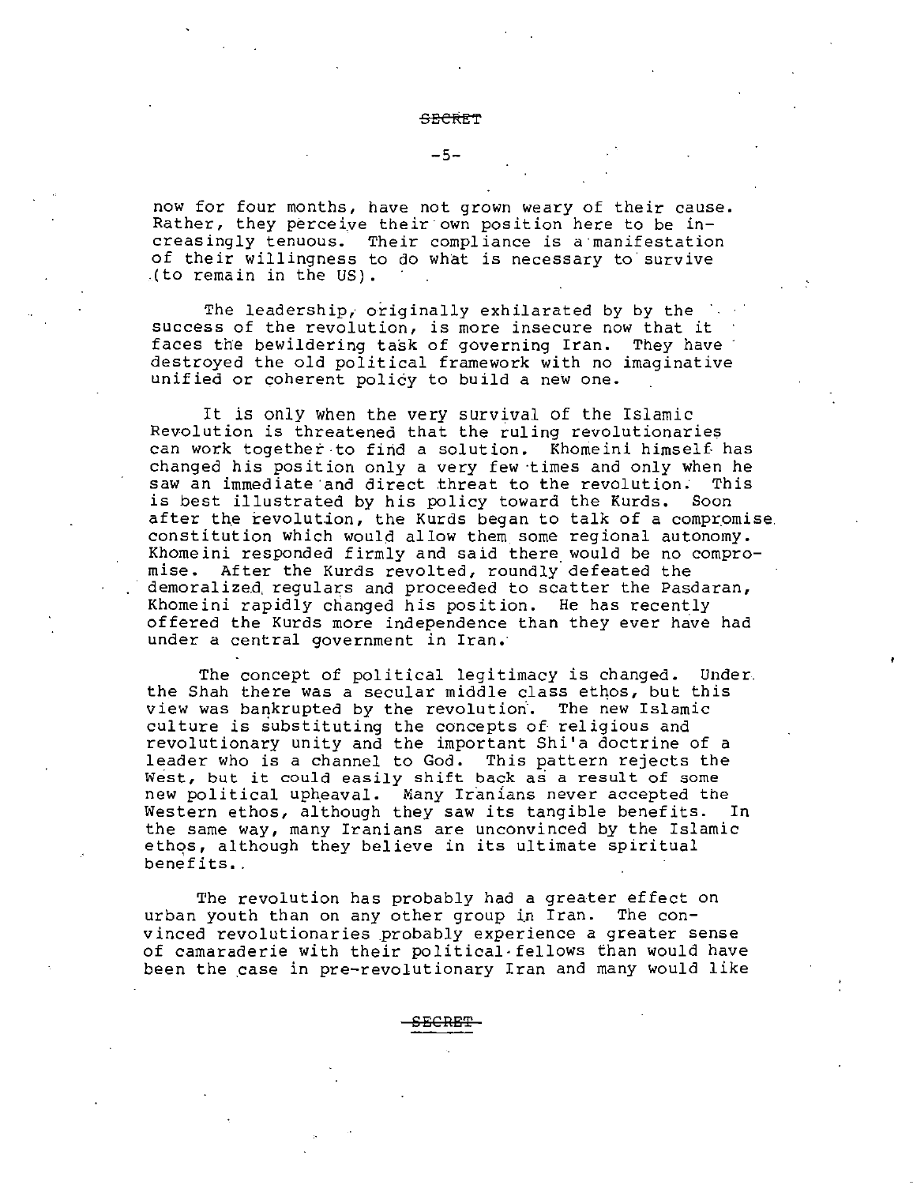now for four months, have not grown weary of their cause. Rather, they perceive their own position here to be increasingly tenuous. Their compliance is a manifestation of their willingness to do what is necessary to survive (to remain in the US).

The leadership, originally exhilarated by by the success of the revolution, is more insecure now that it faces the bewildering task of governing Iran. They have destroyed the old political framework with no imaginative unified or coherent policy to build a new one.

It is only when the very survival of the Islamic Revolution is threatened that the ruling revolutionaries can work together to find a solution. Khomeini himself has changed his position only a very few times and only when he saw an immediate and direct threat to the revolution. This is best illustrated by his policy toward the Kurds. Soon after the revolution, the Kurds began to talk of a compromise constitution which would allow them some regional autonomy. Khomeini responded firmly and said there would be no compromise. After the Kurds revolted, roundly defeated the demoralized regulars and proceeded to scatter the Pasdaran, Khomeini rapidly changed his position. He has recently offered the Kurds more independence than they ever have had under a central government in Iran.

The concept of political legitimacy is changed. Under the Shah there was a secular middle class ethos, but this view was bankrupted by the revolution. The new Islamic culture is substituting the concepts of religious and revolutionary unity and the important Shi'a doctrine of a leader who is a channel to God. This pattern rejects the West, but it could easily shift back as a result of some new political upheaval. Many Iranians never accepted the Western ethos, although they saw its tangible benefits. In the same way, many Iranians are unconvinced by the Islamic ethos, although they believe in its ultimate spiritual benefits.

The revolution has probably had a greater effect on urban youth than on any other group in Iran. The convinced revolutionaries probably experience a greater sense of camaraderie with their political fellows than would have been the case in pre-revolutionary Iran and many would like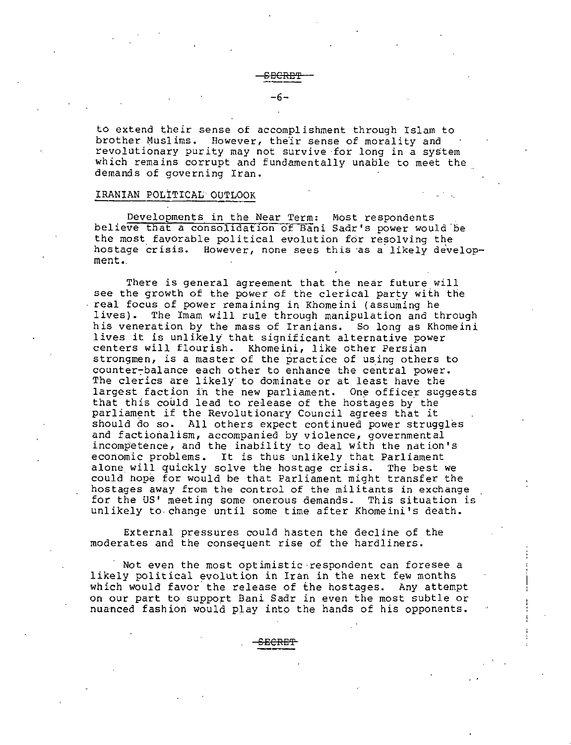SECRET

to extend their sense of accomplishment through Islam to brother Muslims. However, their sense of morality and revolutionary purity may not survive for long in a system which remains corrupt and fundamentally unable to meet the demands of governing Iran.

IRANIAN POLITICAL OUTLOOK

Developments in the Near Term: Most respondents believe that a consolidation of Bani Sadr's power would be the most favorable political evolution for resolving the hostage crisis. However, none sees this as a likely development.

There is general agreement that the near future will see the growth of the power of the clerical party with the real focus of power remaining in Khomeini (assuming he lives). The Imam will rule through manipulation and through his veneration by the mass of Iranians. So long as Khomeini lives it is unlikely that significant alternative power centers will flourish. Khomeini, like other Persian strongmen, is a master of the practice of using others to counter-balance each other to enhance the central power. The clerics are likely to dominate or at least have the largest faction in the new parliament. One officer suggests that this could lead to release of the hostages by the parliament if the Revolutionary Council agrees that it should do so. All others expect continued power struggles and factionalism, accompanied by violence, governmental incompetence, and the inability to deal with the nation's economic problems. It is thus unlikely that Parliament alone will quickly solve the hostage crisis. The best we could hope for would be that Parliament might transfer the hostages away from the control of the militants in exchange for the US' meeting some onerous demands. This situation is unlikely to change until some time after Khomeini's death.

External pressures could hasten the decline of the moderates and the consequent rise of the hardliners.

Not even the most optimistic respondent can foresee a likely political evolution in Iran in the next few months which would favor the release of the hostages. Any attempt on our part to support Bani Sadr in even the most subtle or nuanced fashion would play into the hands of his opponents.

SECRET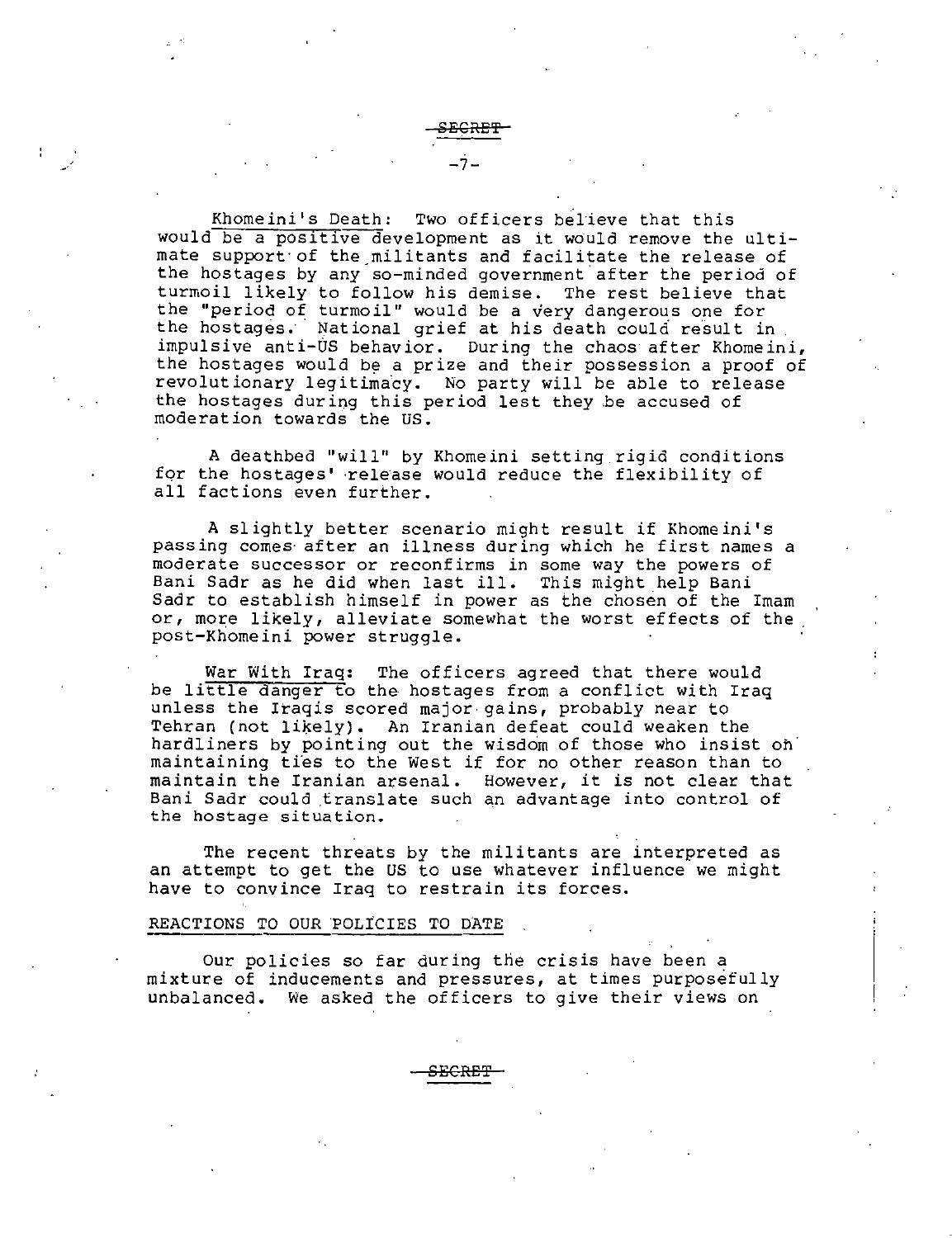Khomeini's Death: Two officers believe that this would be a positive development as it would remove the ultimate support of the militants and facilitate the release of the hostages by any so-minded government after the period of turmoil likely to follow his demise. The rest believe that the "period of turmoil" would be a very dangerous one for the hostages. National grief at his death could result in impulsive anti-US behavior. During the chaos after Khomeini, the hostages would be a prize and their possession a proof of revolutionary legitimacy. No party will be able to release the hostages during this period lest they be accused of moderation towards the US.

A deathbed "will" by Khomeini setting rigid conditions for the hostages' release would reduce the flexibility of all factions even further.

A slightly better scenario might result if Khomeini's passing comes after an illness during which he first names a moderate successor or reconfirms in some way the powers of Bani Sadr as he did when last ill. This might help Bani Sadr to establish himself in power as the chosen of the Imam or, more likely, alleviate somewhat the worst effects of the post-Khomeini power struggle.

War With Iraq: The officers agreed that there would be little danger to the hostages from a conflict with Iraq unless the Iraqis scored major gains, probably near to Tehran (not likely). An Iranian defeat could weaken the hardliners by pointing out the wisdom of those who insist on maintaining ties to the West if for no other reason than to maintain the Iranian arsenal. However, it is not clear that Bani Sadr could translate such an advantage into control of the hostage situation.

The recent threats by the militants are interpreted as an attempt to get the US to use whatever influence we might have to convince Iraq to restrain its forces.

REACTIONS TO OUR POLICIES TO DATE

Our policies so far during the crisis have been a mixture of inducements and pressures, at times purposefully unbalanced. We asked the officers to give their views on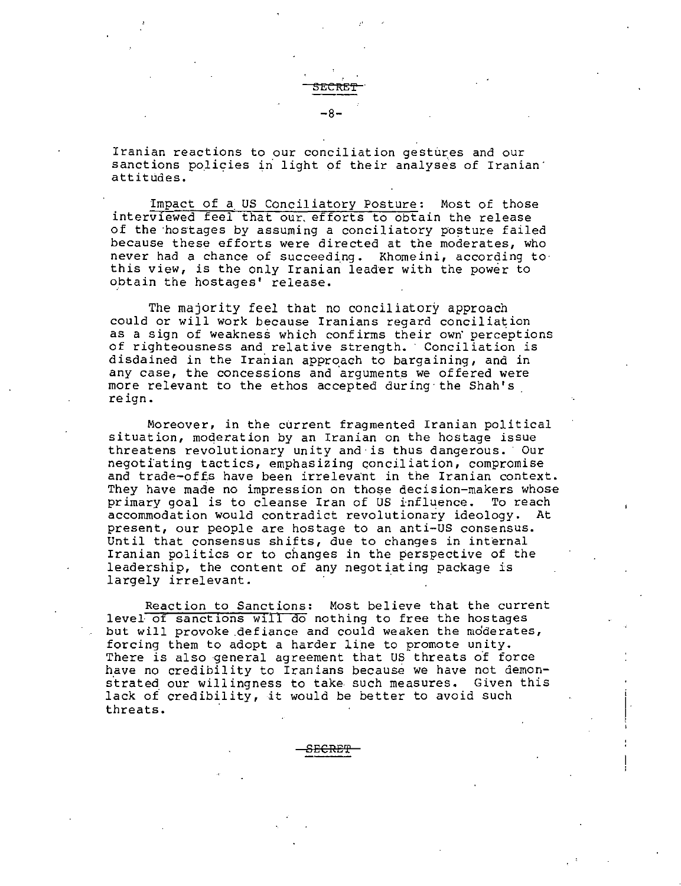SECRET

Iranian reactions to our conciliation gestures and our sanctions policies in light of their analyses of Iranian attitudes.

Impact of a US Conciliatory Posture: Most of those interviewed feel that our efforts to obtain the release of the hostages by assuming a conciliatory posture failed because these efforts were directed at the moderates, who never had a chance of succeeding. Khomeini, according to this view, is the only Iranian leader with the power to obtain the hostages' release.

The majority feel that no conciliatory approach could or will work because Iranians regard conciliation as a sign of weakness which confirms their own perceptions of righteousness and relative strength. Conciliation is disdained in the Iranian approach to bargaining, and in any case, the concessions and arguments we offered were more relevant to the ethos accepted during the Shah's reign.

Moreover, in the current fragmented Iranian political situation, moderation by an Iranian on the hostage issue threatens revolutionary unity and is thus dangerous. Our negotiating tactics, emphasizing conciliation, compromise and trade-offs have been irrelevant in the Iranian context. They have made no impression on those decision-makers whose primary goal is to cleanse Iran of US influence. To reach accommodation would contradict revolutionary ideology. At present, our people are hostage to an anti-US consensus. Until that consensus shifts, due to changes in internal Iranian politics or to changes in the perspective of the leadership, the content of any negotiating package is largely irrelevant.

Reaction to Sanctions: Most believe that the current level of sanctions will do nothing to free the hostages but will provoke defiance and could weaken the moderates, forcing them to adopt a harder line to promote unity. There is also general agreement that US threats of force have no credibility to Iranians because we have not demonstrated our willingness to take such measures. Given this lack of credibility, it would be better to avoid such threats.

SECRET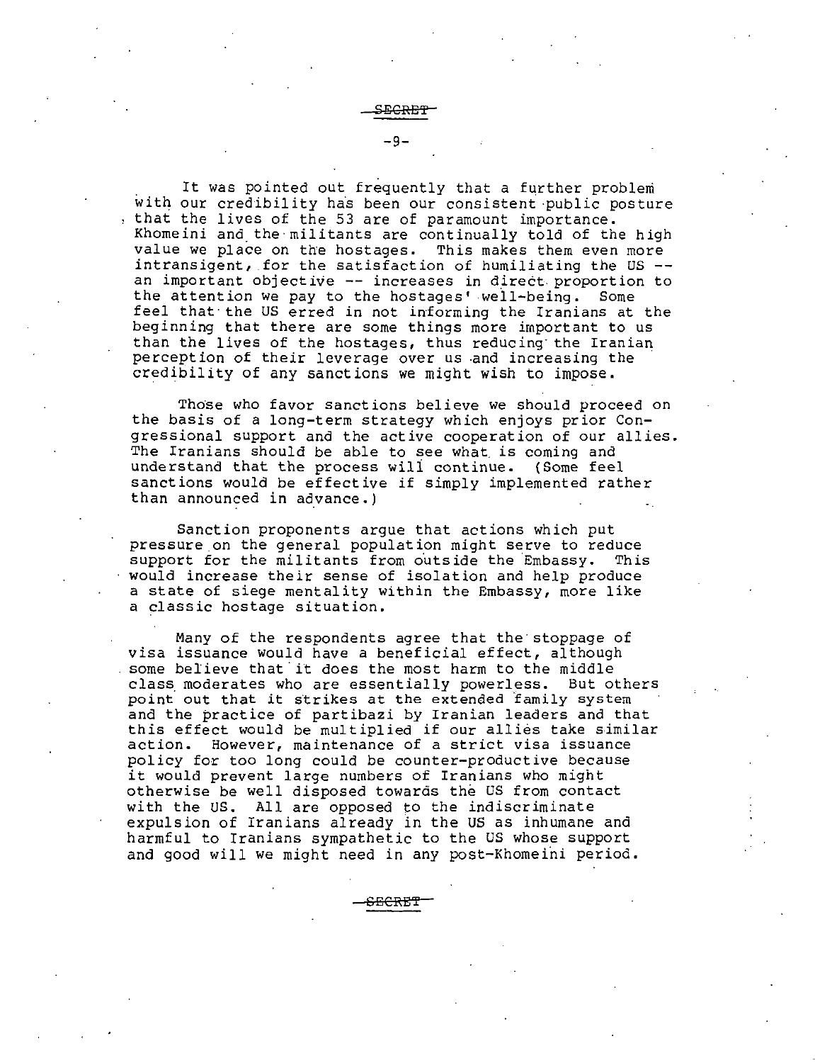It was pointed out frequently that a further problem with our credibility has been our consistent public posture that the lives of the 53 are of paramount importance. Khomeini and the militants are continually told of the high value we place on the hostages. This makes them even more intransigent, for the satisfaction of humiliating the US -- an important objective -- increases in direct proportion to the attention we pay to the hostages' well-being. Some feel that the US erred in not informing the Iranians at the beginning that there are some things more important to us than the lives of the hostages, thus reducing the Iranian perception of their leverage over us and increasing the credibility of any sanctions we might wish to impose.

Those who favor sanctions believe we should proceed on the basis of a long-term strategy which enjoys prior Congressional support and the active cooperation of our allies. The Iranians should be able to see what is coming and understand that the process will continue. (Some feel sanctions would be effective if simply implemented rather than announced in advance.)

Sanction proponents argue that actions which put pressure on the general population might serve to reduce support for the militants from outside the Embassy. This would increase their sense of isolation and help produce a state of siege mentality within the Embassy, more like a classic hostage situation.

Many of the respondents agree that the stoppage of visa issuance would have a beneficial effect, although some believe that it does the most harm to the middle class moderates who are essentially powerless. But others point out that it strikes at the extended family system and the practice of partibazi by Iranian leaders and that this effect would be multiplied if our allies take similar action. However, maintenance of a strict visa issuance policy for too long could be counter-productive because it would prevent large numbers of Iranians who might otherwise be well disposed towards the US from contact with the US. All are opposed to the indiscriminate expulsion of Iranians already in the US as inhumane and harmful to Iranians sympathetic to the US whose support and good will we might need in any post-Khomeini period.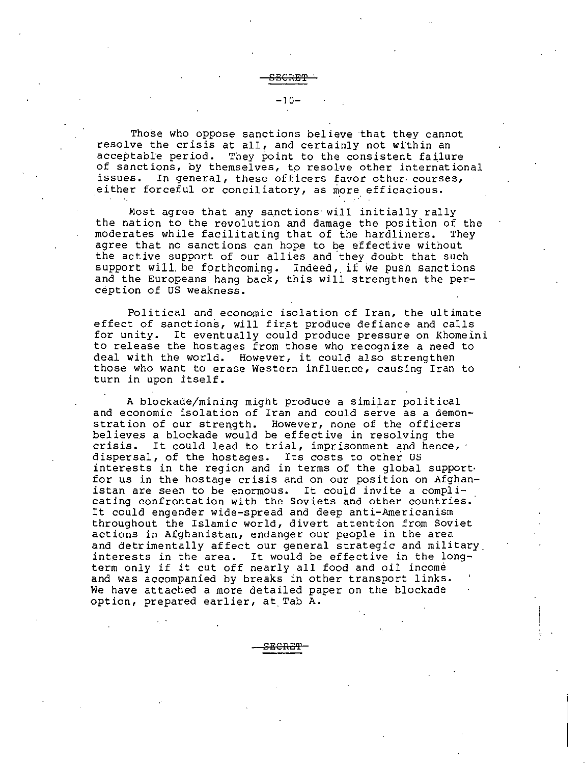Those who oppose sanctions believe that they cannot resolve the crisis at all, and certainly not within an acceptable period. They point to the consistent failure of sanctions, by themselves, to resolve other international issues. In general, these officers favor other courses, either forceful or conciliatory, as more efficacious.

Most agree that any sanctions will initially rally the nation to the revolution and damage the position of the moderates while facilitating that of the hardliners. They agree that no sanctions can hope to be effective without the active support of our allies and they doubt that such support will be forthcoming. Indeed, if we push sanctions and the Europeans hang back, this will strengthen the perception of US weakness.

Political and economic isolation of Iran, the ultimate effect of sanctions, will first produce defiance and calls for unity. It eventually could produce pressure on Khomeini to release the hostages from those who recognize a need to deal with the world. However, it could also strengthen those who want to erase Western influence, causing Iran to turn in upon itself.

A blockade/mining might produce a similar political and economic isolation of Iran and could serve as a demonstration of our strength. However, none of the officers believes a blockade would be effective in resolving the crisis. It could lead to trial, imprisonment and hence, dispersal, of the hostages. Its costs to other US interests in the region and in terms of the global support for us in the hostage crisis and on our position on Afghanistan are seen to be enormous. It could invite a complicating confrontation with the Soviets and other countries. It could engender wide-spread and deep anti-Americanism throughout the Islamic world, divert attention from Soviet actions in Afghanistan, endanger our people in the area and detrimentally affect our general strategic and military interests in the area. It would be effective in the long-term only if it cut off nearly all food and oil income and was accompanied by breaks in other transport links. We have attached a more detailed paper on the blockade option, prepared earlier, at Tab A.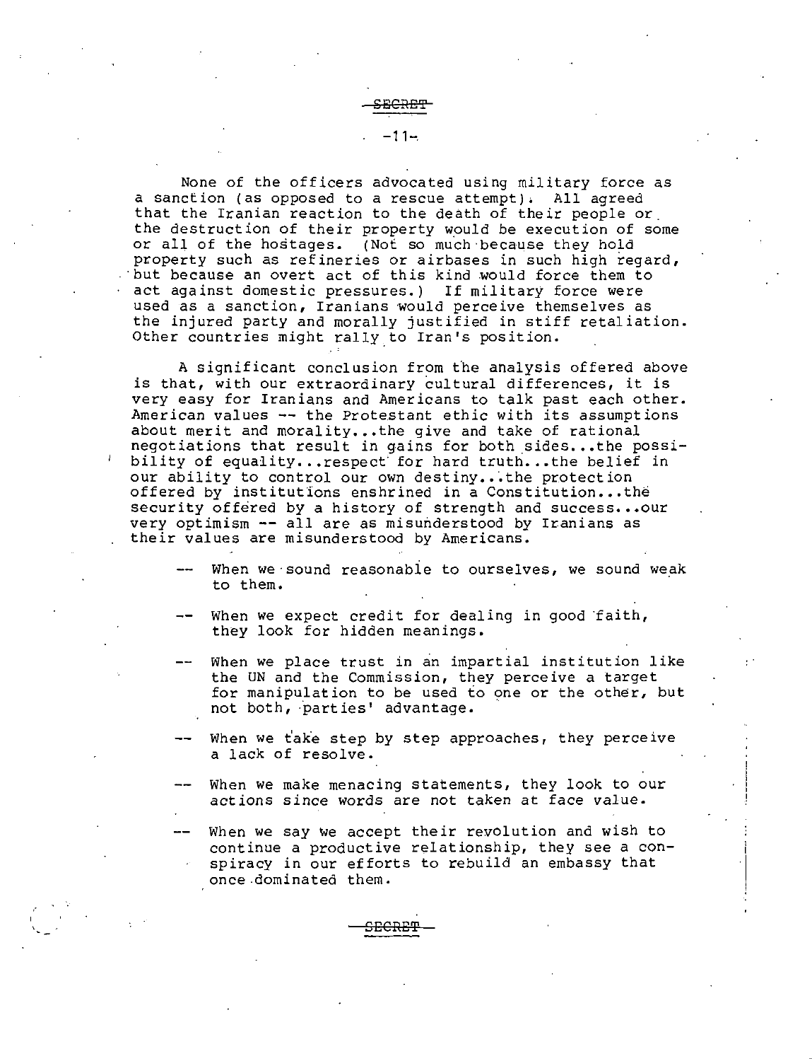None of the officers advocated using military force as a sanction (as opposed to a rescue attempt). All agreed that the Iranian reaction to the death of their people or the destruction of their property would be execution of some or all of the hostages. (Not so much because they hold property such as refineries or airbases in such high regard, but because an overt act of this kind would force them to act against domestic pressures.) If military force were used as a sanction, Iranians would perceive themselves as the injured party and morally justified in stiff retaliation. Other countries might rally to Iran's position.

A significant conclusion from the analysis offered above is that, with our extraordinary cultural differences, it is very easy for Iranians and Americans to talk past each other. American values -- the Protestant ethic with its assumptions about merit and morality...the give and take of rational negotiations that result in gains for both sides...the possibility of equality...respect for hard truth...the belief in our ability to control our own destiny...the protection offered by institutions enshrined in a Constitution...the security offered by a history of strength and success...our very optimism -- all are as misunderstood by Iranians as their values are misunderstood by Americans.

- When we sound reasonable to ourselves, we sound weak to them.
- When we expect credit for dealing in good faith, they look for hidden meanings.
- When we place trust in an impartial institution like the UN and the Commission, they perceive a target for manipulation to be used to one or the other, but not both, parties' advantage.
- When we take step by step approaches, they perceive a lack of resolve.
- When we make menacing statements, they look to our actions since words are not taken at face value.
- When we say we accept their revolution and wish to continue a productive relationship, they see a conspiracy in our efforts to rebuild an embassy that once dominated them.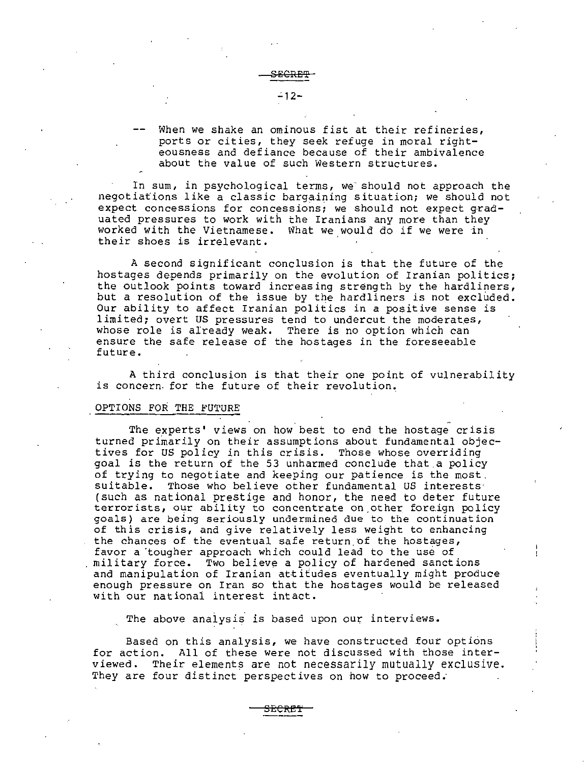-- When we shake an ominous fist at their refineries, ports or cities, they seek refuge in moral righteousness and defiance because of their ambivalence about the value of such Western structures.

In sum, in psychological terms, we should not approach the negotiations like a classic bargaining situation; we should not expect concessions for concessions; we should not expect graduated pressures to work with the Iranians any more than they worked with the Vietnamese. What we would do if we were in their shoes is irrelevant.

A second significant conclusion is that the future of the hostages depends primarily on the evolution of Iranian politics; the outlook points toward increasing strength by the hardliners, but a resolution of the issue by the hardliners is not excluded. Our ability to affect Iranian politics in a positive sense is limited; overt US pressures tend to undercut the moderates, whose role is already weak. There is no option which can ensure the safe release of the hostages in the foreseeable future.

A third conclusion is that their one point of vulnerability is concern for the future of their revolution.

## OPTIONS FOR THE FUTURE

The experts' views on how best to end the hostage crisis turned primarily on their assumptions about fundamental objectives for US policy in this crisis. Those whose overriding goal is the return of the 53 unharmed conclude that a policy of trying to negotiate and keeping our patience is the most suitable. Those who believe other fundamental US interests (such as national prestige and honor, the need to deter future terrorists, our ability to concentrate on other foreign policy goals) are being seriously undermined due to the continuation of this crisis, and give relatively less weight to enhancing the chances of the eventual safe return of the hostages, favor a tougher approach which could lead to the use of military force. Two believe a policy of hardened sanctions and manipulation of Iranian attitudes eventually might produce enough pressure on Iran so that the hostages would be released with our national interest intact.

The above analysis is based upon our interviews.

Based on this analysis, we have constructed four options for action. All of these were not discussed with those interviewed. Their elements are not necessarily mutually exclusive. They are four distinct perspectives on how to proceed.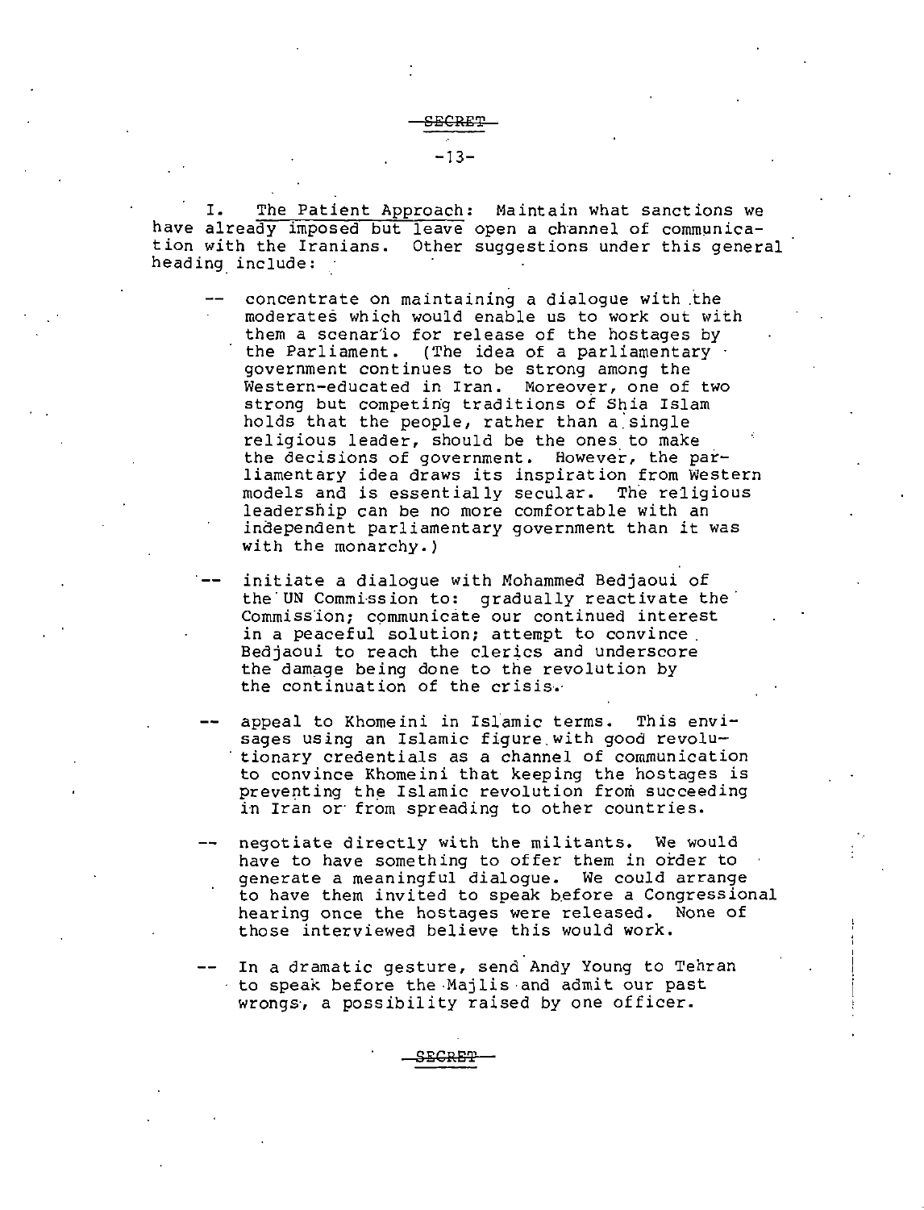SECRET

I. <u>The Patient Approach</u>: Maintain what sanctions we have already imposed but leave open a channel of communication with the Iranians. Other suggestions under this general heading include:

-- concentrate on maintaining a dialogue with the moderates which would enable us to work out with them a scenario for release of the hostages by the Parliament. (The idea of a parliamentary government continues to be strong among the Western-educated in Iran. Moreover, one of two strong but competing traditions of Shia Islam holds that the people, rather than a single religious leader, should be the ones to make the decisions of government. However, the parliamentary idea draws its inspiration from Western models and is essentially secular. The religious leadership can be no more comfortable with an independent parliamentary government than it was with the monarchy.)

-- initiate a dialogue with Mohammed Bedjaoui of the UN Commission to: gradually reactivate the Commission; communicate our continued interest in a peaceful solution; attempt to convince Bedjaoui to reach the clerics and underscore the damage being done to the revolution by the continuation of the crisis.

-- appeal to Khomeini in Islamic terms. This envisages using an Islamic figure with good revolutionary credentials as a channel of communication to convince Khomeini that keeping the hostages is preventing the Islamic revolution from succeeding in Iran or from spreading to other countries.

-- negotiate directly with the militants. We would have to have something to offer them in order to generate a meaningful dialogue. We could arrange to have them invited to speak before a Congressional hearing once the hostages were released. None of those interviewed believe this would work.

-- In a dramatic gesture, send Andy Young to Tehran to speak before the Majlis and admit our past wrongs, a possibility raised by one officer.

SECRET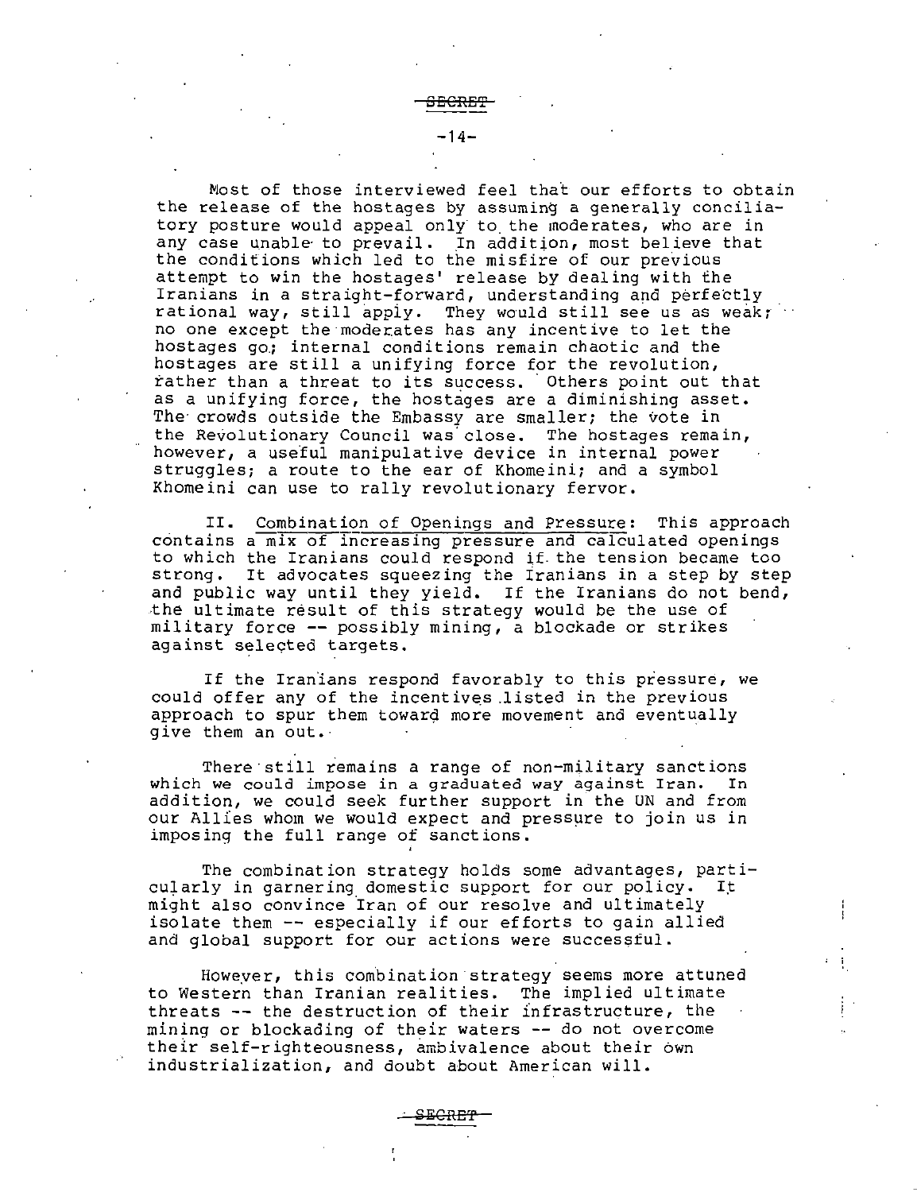Most of those interviewed feel that our efforts to obtain the release of the hostages by assuming a generally conciliatory posture would appeal only to the moderates, who are in any case unable to prevail. In addition, most believe that the conditions which led to the misfire of our previous attempt to win the hostages' release by dealing with the Iranians in a straight-forward, understanding and perfectly rational way, still apply. They would still see us as weak; no one except the moderates has any incentive to let the hostages go; internal conditions remain chaotic and the hostages are still a unifying force for the revolution, rather than a threat to its success. Others point out that as a unifying force, the hostages are a diminishing asset. The crowds outside the Embassy are smaller; the vote in the Revolutionary Council was close. The hostages remain, however, a useful manipulative device in internal power struggles; a route to the ear of Khomeini; and a symbol Khomeini can use to rally revolutionary fervor.

II. Combination of Openings and Pressure: This approach contains a mix of increasing pressure and calculated openings to which the Iranians could respond if the tension became too strong. It advocates squeezing the Iranians in a step by step and public way until they yield. If the Iranians do not bend, the ultimate result of this strategy would be the use of military force -- possibly mining, a blockade or strikes against selected targets.

If the Iranians respond favorably to this pressure, we could offer any of the incentives listed in the previous approach to spur them toward more movement and eventually give them an out.

There still remains a range of non-military sanctions which we could impose in a graduated way against Iran. In addition, we could seek further support in the UN and from our Allies whom we would expect and pressure to join us in imposing the full range of sanctions.

The combination strategy holds some advantages, particularly in garnering domestic support for our policy. It might also convince Iran of our resolve and ultimately isolate them -- especially if our efforts to gain allied and global support for our actions were successful.

However, this combination strategy seems more attuned to Western than Iranian realities. The implied ultimate threats -- the destruction of their infrastructure, the mining or blockading of their waters -- do not overcome their self-righteousness, ambivalence about their own industrialization, and doubt about American will.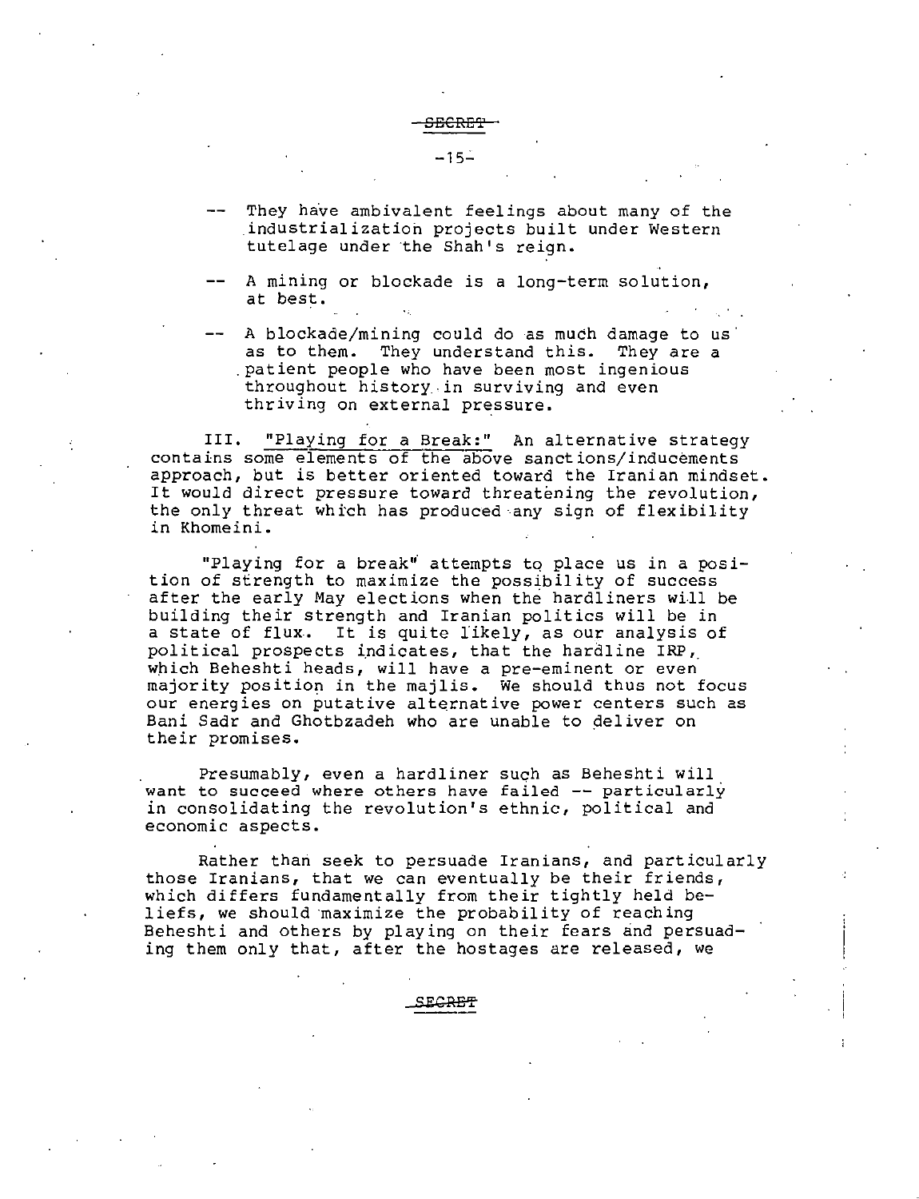-- They have ambivalent feelings about many of the industrialization projects built under Western tutelage under the Shah's reign.

-- A mining or blockade is a long-term solution, at best.

-- A blockade/mining could do as much damage to us as to them. They understand this. They are a patient people who have been most ingenious throughout history in surviving and even thriving on external pressure.

III. <u>"Playing for a Break:"</u> An alternative strategy contains some elements of the above sanctions/inducements approach, but is better oriented toward the Iranian mindset. It would direct pressure toward threatening the revolution, the only threat which has produced any sign of flexibility in Khomeini.

"Playing for a break" attempts to place us in a position of strength to maximize the possibility of success after the early May elections when the hardliners will be building their strength and Iranian politics will be in a state of flux. It is quite likely, as our analysis of political prospects indicates, that the hardline IRP, which Beheshti heads, will have a pre-eminent or even majority position in the majlis. We should thus not focus our energies on putative alternative power centers such as Bani Sadr and Ghotbzadeh who are unable to deliver on their promises.

Presumably, even a hardliner such as Beheshti will want to succeed where others have failed -- particularly in consolidating the revolution's ethnic, political and economic aspects.

Rather than seek to persuade Iranians, and particularly those Iranians, that we can eventually be their friends, which differs fundamentally from their tightly held beliefs, we should maximize the probability of reaching Beheshti and others by playing on their fears and persuading them only that, after the hostages are released, we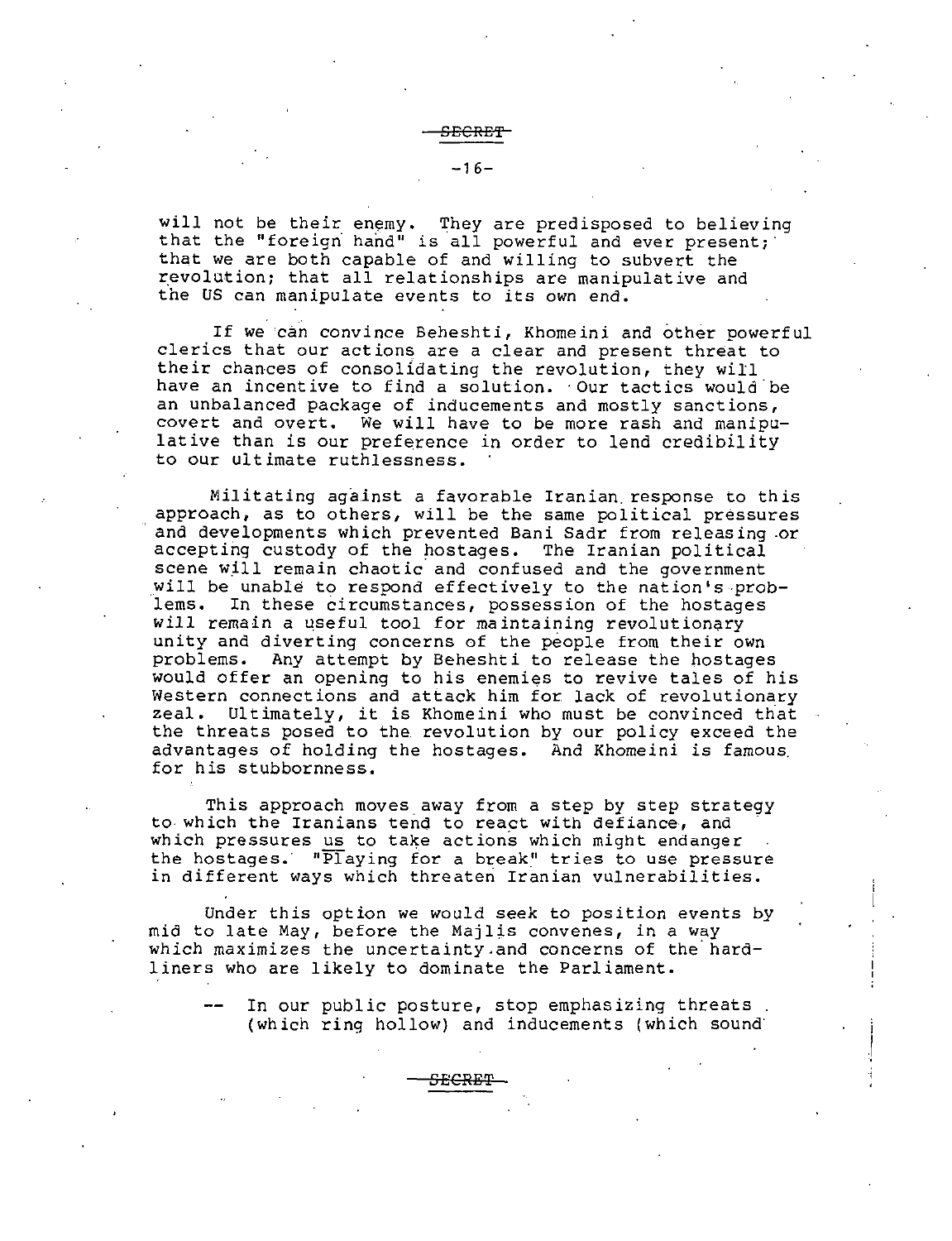will not be their enemy. They are predisposed to believing that the "foreign hand" is all powerful and ever present; that we are both capable of and willing to subvert the revolution; that all relationships are manipulative and the US can manipulate events to its own end.

If we can convince Beheshti, Khomeini and other powerful clerics that our actions are a clear and present threat to their chances of consolidating the revolution, they will have an incentive to find a solution. Our tactics would be an unbalanced package of inducements and mostly sanctions, covert and overt. We will have to be more rash and manipulative than is our preference in order to lend credibility to our ultimate ruthlessness.

Militating against a favorable Iranian response to this approach, as to others, will be the same political pressures and developments which prevented Bani Sadr from releasing or accepting custody of the hostages. The Iranian political scene will remain chaotic and confused and the government will be unable to respond effectively to the nation's problems. In these circumstances, possession of the hostages will remain a useful tool for maintaining revolutionary unity and diverting concerns of the people from their own problems. Any attempt by Beheshti to release the hostages would offer an opening to his enemies to revive tales of his Western connections and attack him for lack of revolutionary zeal. Ultimately, it is Khomeini who must be convinced that the threats posed to the revolution by our policy exceed the advantages of holding the hostages. And Khomeini is famous for his stubbornness.

This approach moves away from a step by step strategy to which the Iranians tend to react with defiance, and which pressures us to take actions which might endanger the hostages. "Playing for a break" tries to use pressure in different ways which threaten Iranian vulnerabilities.

Under this option we would seek to position events by mid to late May, before the Majlis convenes, in a way which maximizes the uncertainty and concerns of the hard-liners who are likely to dominate the Parliament.

- In our public posture, stop emphasizing threats (which ring hollow) and inducements (which sound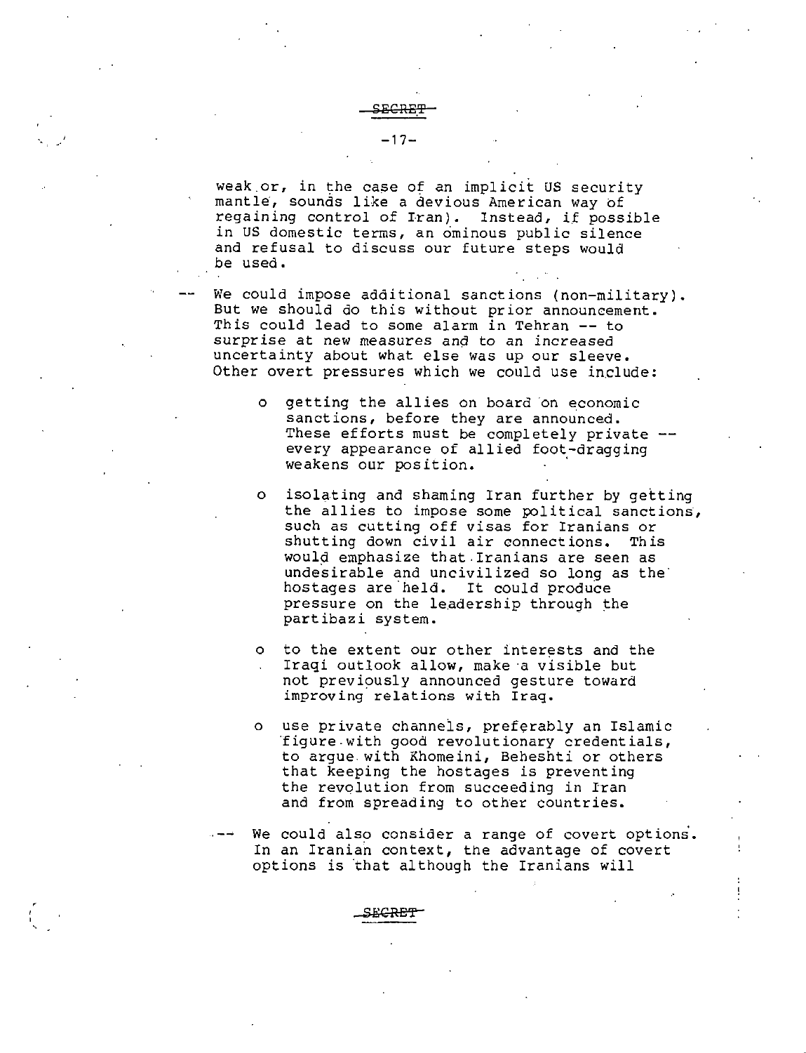weak or, in the case of an implicit US security mantle, sounds like a devious American way of regaining control of Iran). Instead, if possible in US domestic terms, an ominous public silence and refusal to discuss our future steps would be used.

-- We could impose additional sanctions (non-military). But we should do this without prior announcement. This could lead to some alarm in Tehran -- to surprise at new measures and to an increased uncertainty about what else was up our sleeve. Other overt pressures which we could use include:

  o getting the allies on board on economic sanctions, before they are announced. These efforts must be completely private -- every appearance of allied foot-dragging weakens our position.

  o isolating and shaming Iran further by getting the allies to impose some political sanctions, such as cutting off visas for Iranians or shutting down civil air connections. This would emphasize that Iranians are seen as undesirable and uncivilized so long as the hostages are held. It could produce pressure on the leadership through the partibazi system.

  o to the extent our other interests and the Iraqi outlook allow, make a visible but not previously announced gesture toward improving relations with Iraq.

  o use private channels, preferably an Islamic figure with good revolutionary credentials, to argue with Khomeini, Beheshti or others that keeping the hostages is preventing the revolution from succeeding in Iran and from spreading to other countries.

-- We could also consider a range of covert options. In an Iranian context, the advantage of covert options is that although the Iranians will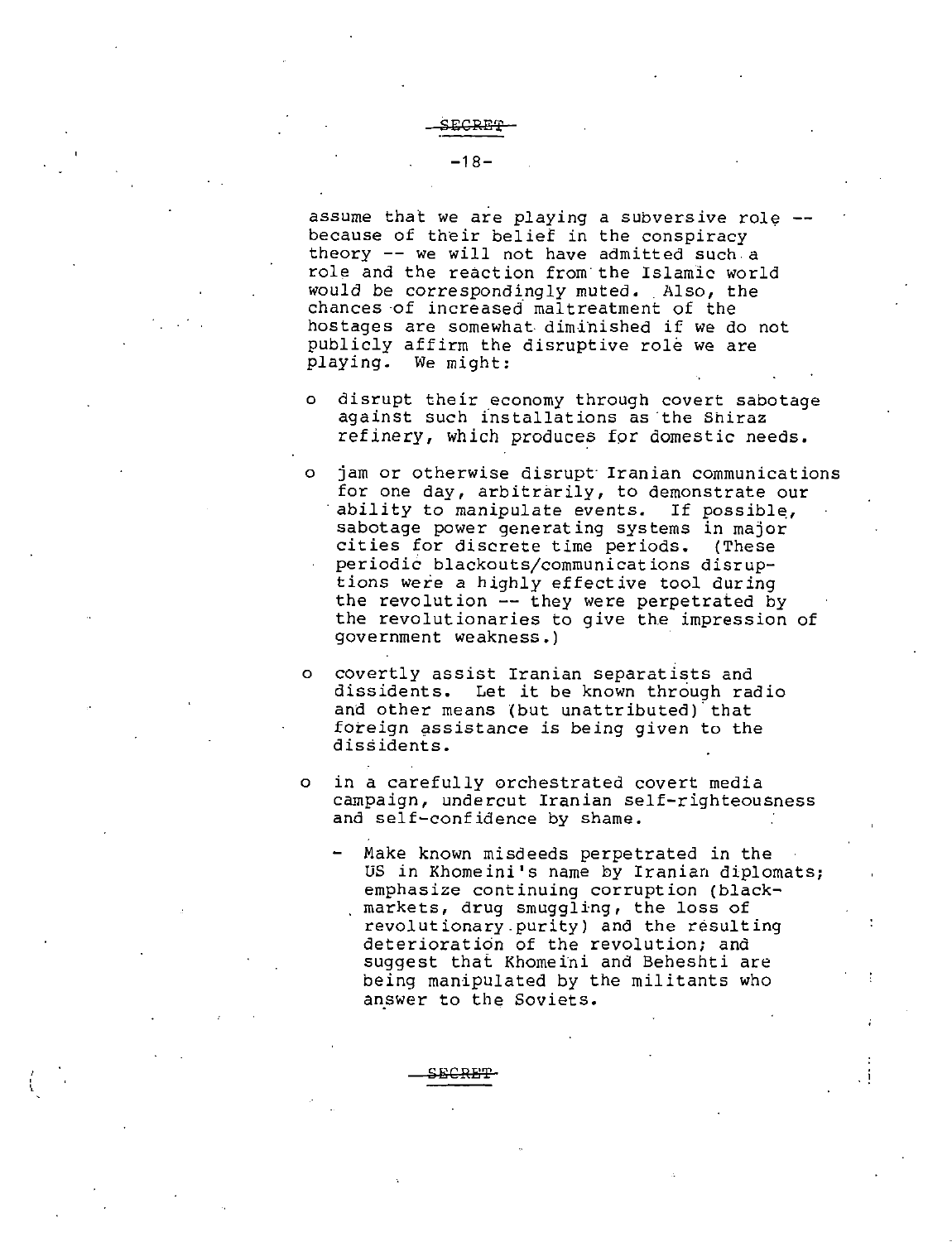assume that we are playing a subversive role -- because of their belief in the conspiracy theory -- we will not have admitted such a role and the reaction from the Islamic world would be correspondingly muted. Also, the chances of increased maltreatment of the hostages are somewhat diminished if we do not publicly affirm the disruptive role we are playing. We might:

- disrupt their economy through covert sabotage against such installations as the Shiraz refinery, which produces for domestic needs.

- jam or otherwise disrupt Iranian communications for one day, arbitrarily, to demonstrate our ability to manipulate events. If possible, sabotage power generating systems in major cities for discrete time periods. (These periodic blackouts/communications disruptions were a highly effective tool during the revolution -- they were perpetrated by the revolutionaries to give the impression of government weakness.)

- covertly assist Iranian separatists and dissidents. Let it be known through radio and other means (but unattributed) that foreign assistance is being given to the dissidents.

- in a carefully orchestrated covert media campaign, undercut Iranian self-righteousness and self-confidence by shame.

  - Make known misdeeds perpetrated in the US in Khomeini's name by Iranian diplomats; emphasize continuing corruption (black-markets, drug smuggling, the loss of revolutionary purity) and the resulting deterioration of the revolution; and suggest that Khomeini and Beheshti are being manipulated by the militants who answer to the Soviets.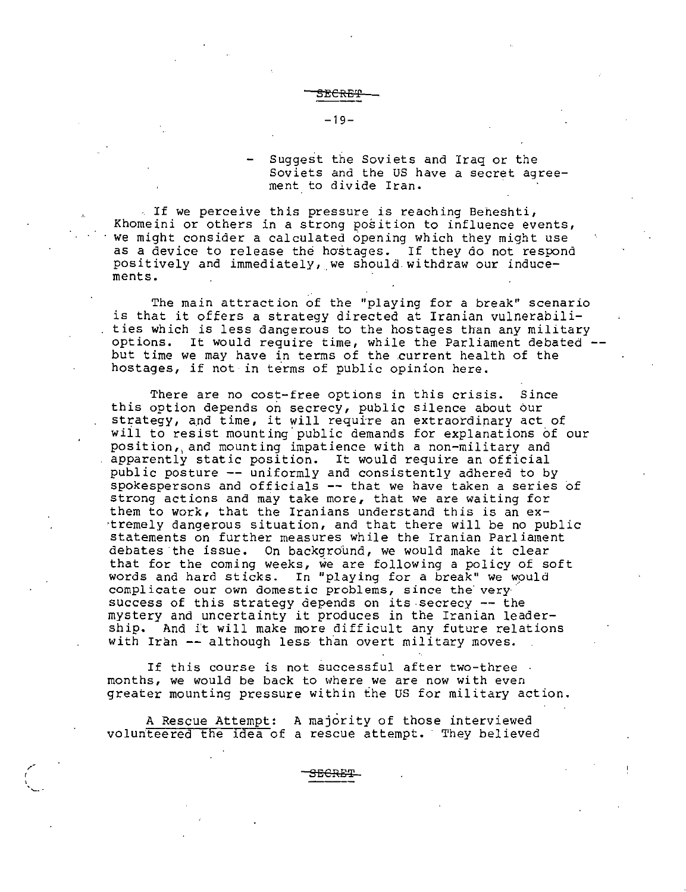- Suggest the Soviets and Iraq or the Soviets and the US have a secret agreement to divide Iran.

If we perceive this pressure is reaching Beheshti, Khomeini or others in a strong position to influence events, we might consider a calculated opening which they might use as a device to release the hostages. If they do not respond positively and immediately, we should withdraw our inducements.

The main attraction of the "playing for a break" scenario is that it offers a strategy directed at Iranian vulnerabilities which is less dangerous to the hostages than any military options. It would require time, while the Parliament debated -- but time we may have in terms of the current health of the hostages, if not in terms of public opinion here.

There are no cost-free options in this crisis. Since this option depends on secrecy, public silence about our strategy, and time, it will require an extraordinary act of will to resist mounting public demands for explanations of our position, and mounting impatience with a non-military and apparently static position. It would require an official public posture -- uniformly and consistently adhered to by spokespersons and officials -- that we have taken a series of strong actions and may take more, that we are waiting for them to work, that the Iranians understand this is an extremely dangerous situation, and that there will be no public statements on further measures while the Iranian Parliament debates the issue. On background, we would make it clear that for the coming weeks, we are following a policy of soft words and hard sticks. In "playing for a break" we would complicate our own domestic problems, since the very success of this strategy depends on its secrecy -- the mystery and uncertainty it produces in the Iranian leadership. And it will make more difficult any future relations with Iran -- although less than overt military moves.

If this course is not successful after two-three months, we would be back to where we are now with even greater mounting pressure within the US for military action.

<u>A Rescue Attempt</u>: A majority of those interviewed volunteered the idea of a rescue attempt. They believed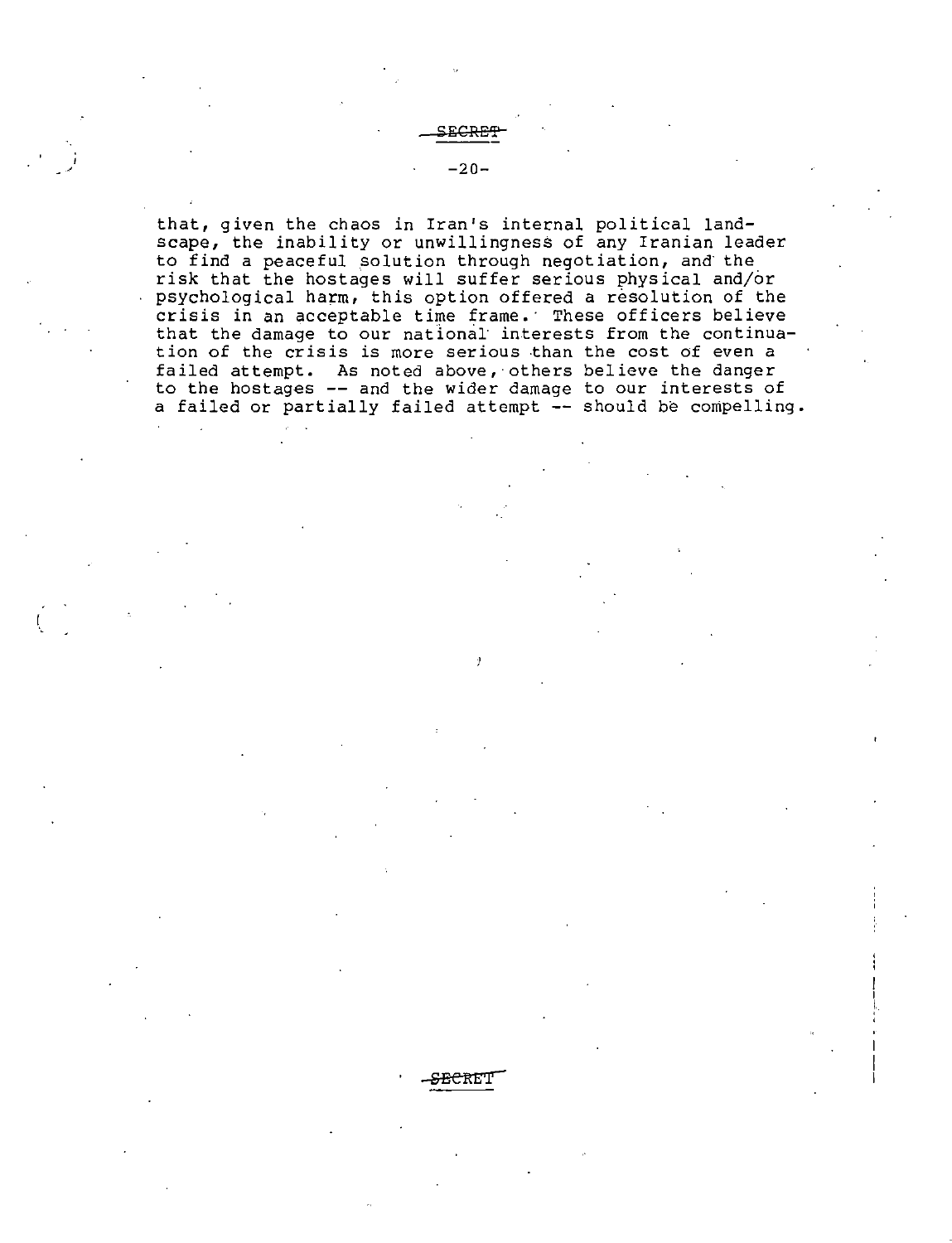that, given the chaos in Iran's internal political landscape, the inability or unwillingness of any Iranian leader to find a peaceful solution through negotiation, and the risk that the hostages will suffer serious physical and/or psychological harm, this option offered a resolution of the crisis in an acceptable time frame. These officers believe that the damage to our national interests from the continuation of the crisis is more serious than the cost of even a failed attempt. As noted above, others believe the danger to the hostages -- and the wider damage to our interests of a failed or partially failed attempt -- should be compelling.